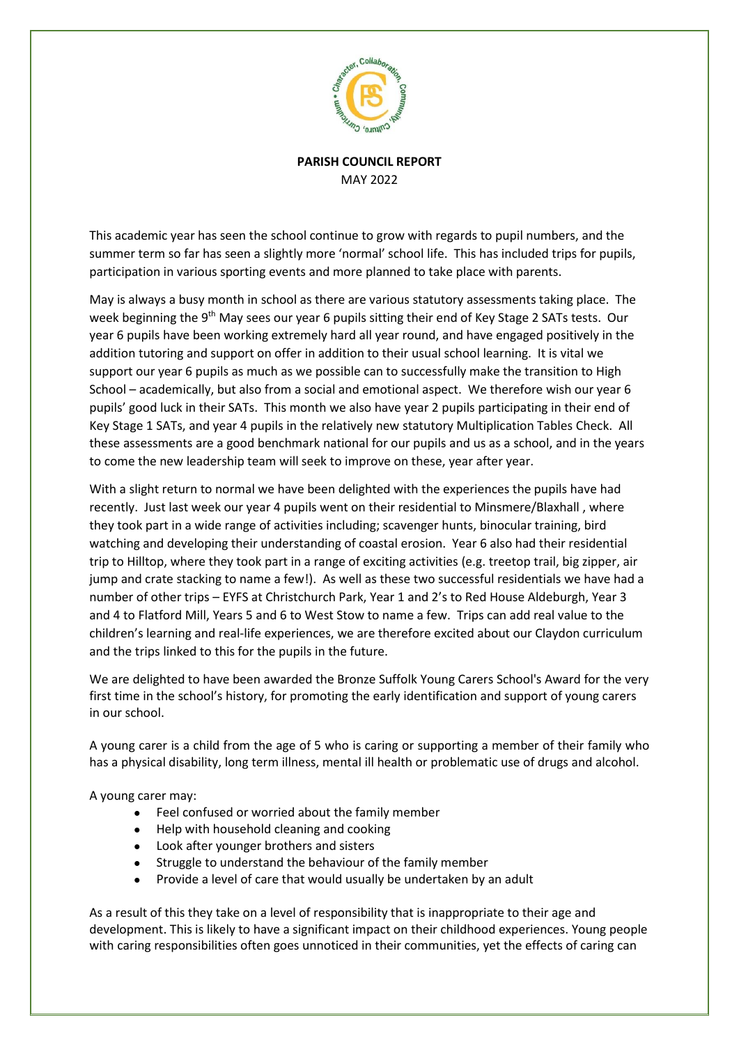**PARISH COUNCIL REPORT**

MAY 2022

This academic year has seen the school continue to grow with regards to pupil numbers, and the summer term so far has seen a slightly more 'normal' school life. This has included trips for pupils, participation in various sporting events and more planned to take place with parents.

May is always a busy month in school as there are various statutory assessments taking place. The week beginning the 9th May sees our year 6 pupils sitting their end of Key Stage 2 SATs tests. Our year 6 pupils have been working extremely hard all year round, and have engaged positively in the addition tutoring and support on offer in addition to their usual school learning. It is vital we support our year 6 pupils as much as we possible can to successfully make the transition to High School – academically, but also from a social and emotional aspect. We therefore wish our year 6 pupils' good luck in their SATs. This month we also have year 2 pupils participating in their end of Key Stage 1 SATs, and year 4 pupils in the relatively new statutory Multiplication Tables Check. All these assessments are a good benchmark national for our pupils and us as a school, and in the years to come the new leadership team will seek to improve on these, year after year.

With a slight return to normal we have been delighted with the experiences the pupils have had recently. Just last week our year 4 pupils went on their residential to Minsmere/Blaxhall , where they took part in a wide range of activities including; scavenger hunts, binocular training, bird watching and developing their understanding of coastal erosion. Year 6 also had their residential trip to Hilltop, where they took part in a range of exciting activities (e.g. treetop trail, big zipper, air jump and crate stacking to name a few!). As well as these two successful residentials we have had a number of other trips – EYFS at Christchurch Park, Year 1 and 2's to Red House Aldeburgh, Year 3 and 4 to Flatford Mill, Years 5 and 6 to West Stow to name a few. Trips can add real value to the children's learning and real-life experiences, we are therefore excited about our Claydon curriculum and the trips linked to this for the pupils in the future.

We are delighted to have been awarded the Bronze Suffolk Young Carers School's Award for the very first time in the school's history, for promoting the early identification and support of young carers in our school.

A young carer is a child from the age of 5 who is caring or supporting a member of their family who has a physical disability, long term illness, mental ill health or problematic use of drugs and alcohol.

A young carer may:

- Feel confused or worried about the family member
- Help with household cleaning and cooking
- Look after younger brothers and sisters
- Struggle to understand the behaviour of the family member
- Provide a level of care that would usually be undertaken by an adult

As a result of this they take on a level of responsibility that is inappropriate to their age and development. This is likely to have a significant impact on their childhood experiences. Young people with caring responsibilities often goes unnoticed in their communities, yet the effects of caring can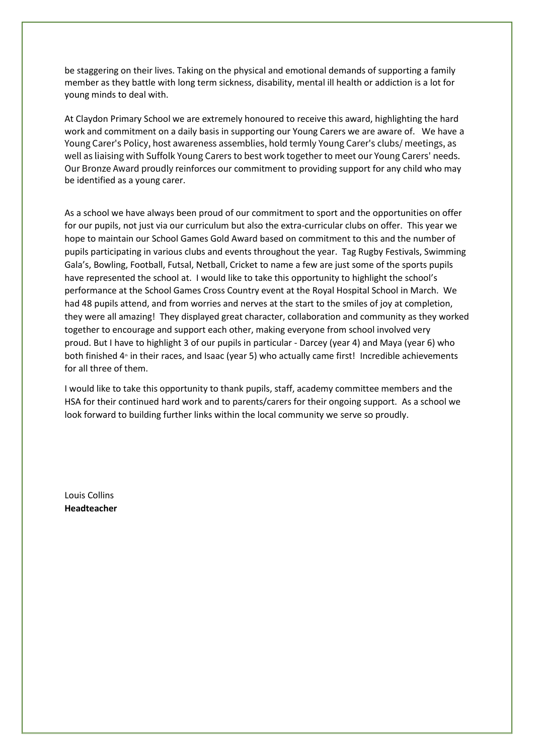be staggering on their lives. Taking on the physical and emotional demands of supporting a family member as they battle with long term sickness, disability, mental ill health or addiction is a lot for young minds to deal with.

At Claydon Primary School we are extremely honoured to receive this award, highlighting the hard work and commitment on a daily basis in supporting our Young Carers we are aware of. We have a Young Carer's Policy, host awareness assemblies, hold termly Young Carer's clubs/ meetings, as well as liaising with Suffolk Young Carers to best work together to meet our Young Carers' needs. Our Bronze Award proudly reinforces our commitment to providing support for any child who may be identified as a young carer.

As a school we have always been proud of our commitment to sport and the opportunities on offer for our pupils, not just via our curriculum but also the extra-curricular clubs on offer. This year we hope to maintain our School Games Gold Award based on commitment to this and the number of pupils participating in various clubs and events throughout the year. Tag Rugby Festivals, Swimming Gala's, Bowling, Football, Futsal, Netball, Cricket to name a few are just some of the sports pupils have represented the school at. I would like to take this opportunity to highlight the school's performance at the School Games Cross Country event at the Royal Hospital School in March. We had 48 pupils attend, and from worries and nerves at the start to the smiles of joy at completion, they were all amazing! They displayed great character, collaboration and community as they worked together to encourage and support each other, making everyone from school involved very proud. But I have to highlight 3 of our pupils in particular - Darcey (year 4) and Maya (year 6) who both finished 4th in their races, and Isaac (year 5) who actually came first! Incredible achievements for all three of them.

I would like to take this opportunity to thank pupils, staff, academy committee members and the HSA for their continued hard work and to parents/carers for their ongoing support. As a school we look forward to building further links within the local community we serve so proudly.

Louis Collins
**Headteacher**